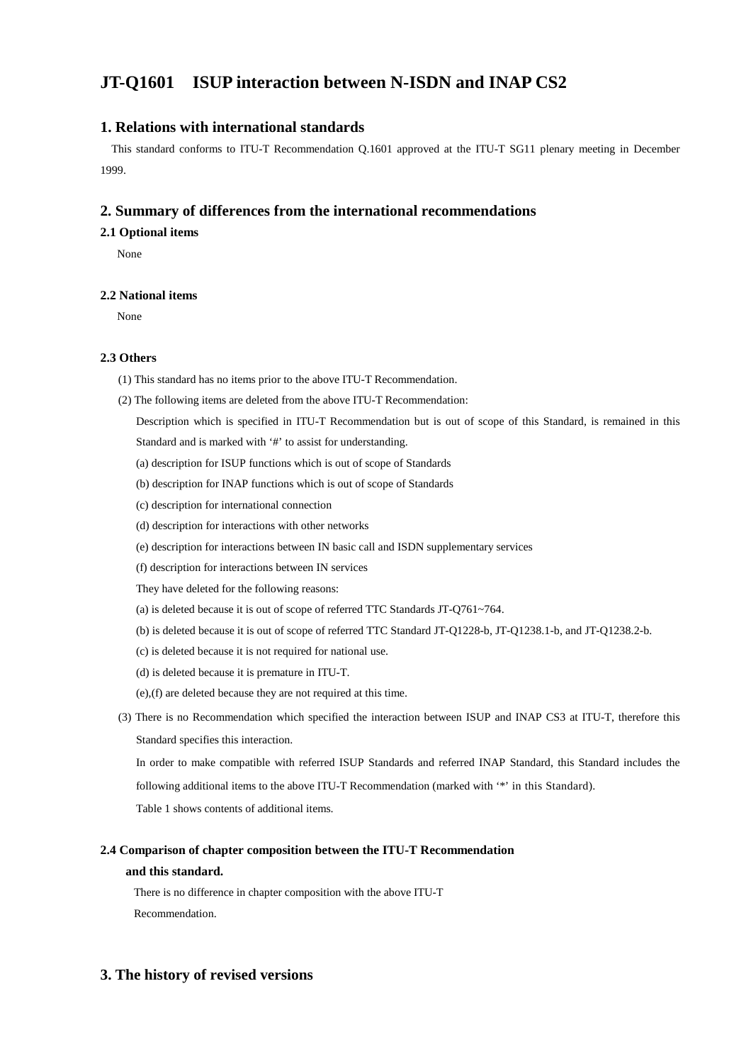# JT-Q1601 ISUP interaction between N-ISDN and INAP CS2

## 1. Relations with international standards

This standard conforms to ITU-T Recommendation Q.1601 approved at the ITU-T SG11 plenary meeting in December 1999.

## 2. Summary of differences from the international recommendations

### 2.1 Optional items

None

### 2.2 National items

None

### 2.3 Others

(1) This standard has no items prior to the above ITU-T Recommendation.

(2) The following items are deleted from the above ITU-T Recommendation:

Description which is specified in ITU-T Recommendation but is out of scope of this Standard, is remained in this Standard and is marked with '#' to assist for understanding.

(a) description for ISUP functions which is out of scope of Standards

(b) description for INAP functions which is out of scope of Standards

(c) description for international connection

(d) description for interactions with other networks

(e) description for interactions between IN basic call and ISDN supplementary services

(f) description for interactions between IN services

They have deleted for the following reasons:

(a) is deleted because it is out of scope of referred TTC Standards JT-Q761~764.

(b) is deleted because it is out of scope of referred TTC Standard JT-Q1228-b, JT-Q1238.1-b, and JT-Q1238.2-b.

(c) is deleted because it is not required for national use.

(d) is deleted because it is premature in ITU-T.

(e),(f) are deleted because they are not required at this time.

(3) There is no Recommendation which specified the interaction between ISUP and INAP CS3 at ITU-T, therefore this Standard specifies this interaction.

In order to make compatible with referred ISUP Standards and referred INAP Standard, this Standard includes the following additional items to the above ITU-T Recommendation (marked with '*' in this Standard).

Table 1 shows contents of additional items.

### 2.4 Comparison of chapter composition between the ITU-T Recommendation and this standard.

There is no difference in chapter composition with the above ITU-T Recommendation.

## 3. The history of revised versions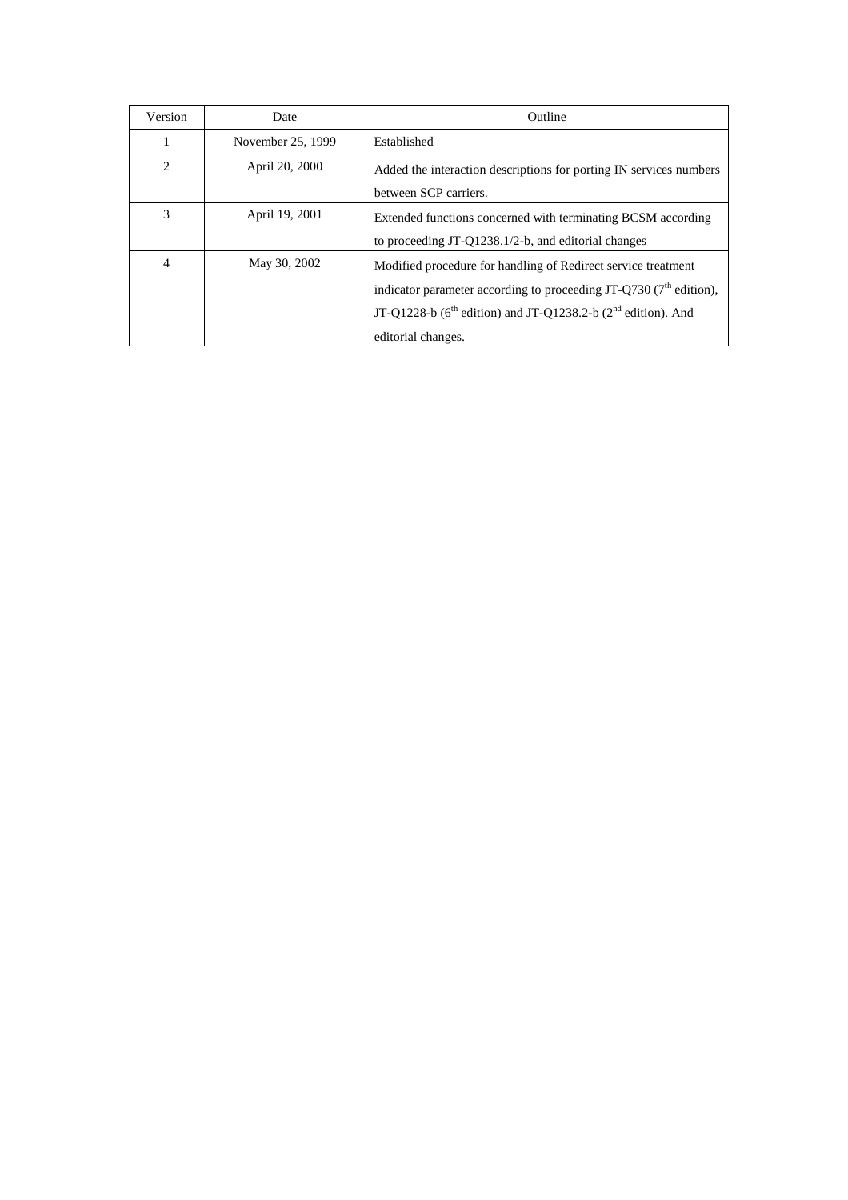| Version | Date | Outline |
|---|---|---|
| 1 | November 25, 1999 | Established |
| 2 | April 20, 2000 | Added the interaction descriptions for porting IN services numbers between SCP carriers. |
| 3 | April 19, 2001 | Extended functions concerned with terminating BCSM according to proceeding JT-Q1238.1/2-b, and editorial changes |
| 4 | May 30, 2002 | Modified procedure for handling of Redirect service treatment indicator parameter according to proceeding JT-Q730 (7th edition), JT-Q1228-b (6th edition) and JT-Q1238.2-b (2nd edition). And editorial changes. |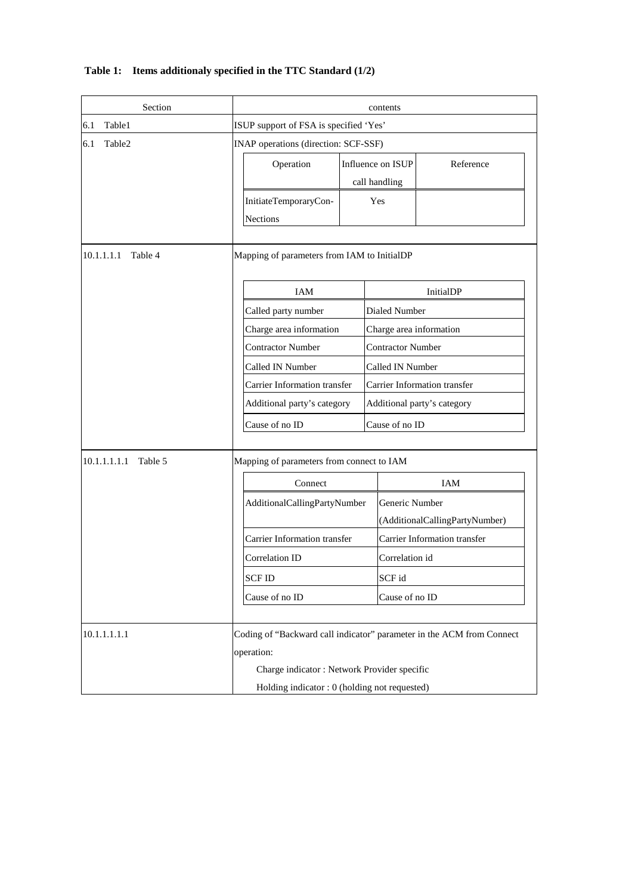**Table 1: Items additionaly specified in the TTC Standard (1/2)**

<table>
<tr><th>Section</th><th>contents</th></tr>
<tr><td>6.1 Table1</td><td>ISUP support of FSA is specified ‘Yes’</td></tr>
<tr><td>6.1 Table2</td><td>INAP operations (direction: SCF-SSF)<br><table><tr><th>Operation</th><th>Influence on ISUP call handling</th><th>Reference</th></tr><tr><td>InitiateTemporaryCon-Nections</td><td>Yes</td><td></td></tr></table></td></tr>
<tr><td>10.1.1.1.1 Table 4</td><td>Mapping of parameters from IAM to InitialDP<br><table><tr><th>IAM</th><th>InitialDP</th></tr><tr><td>Called party number</td><td>Dialed Number</td></tr><tr><td>Charge area information</td><td>Charge area information</td></tr><tr><td>Contractor Number</td><td>Contractor Number</td></tr><tr><td>Called IN Number</td><td>Called IN Number</td></tr><tr><td>Carrier Information transfer</td><td>Carrier Information transfer</td></tr><tr><td>Additional party’s category</td><td>Additional party’s category</td></tr><tr><td>Cause of no ID</td><td>Cause of no ID</td></tr></table></td></tr>
<tr><td>10.1.1.1.1.1 Table 5</td><td>Mapping of parameters from connect to IAM<br><table><tr><th>Connect</th><th>IAM</th></tr><tr><td>AdditionalCallingPartyNumber</td><td>Generic Number (AdditionalCallingPartyNumber)</td></tr><tr><td>Carrier Information transfer</td><td>Carrier Information transfer</td></tr><tr><td>Correlation ID</td><td>Correlation id</td></tr><tr><td>SCF ID</td><td>SCF id</td></tr><tr><td>Cause of no ID</td><td>Cause of no ID</td></tr></table></td></tr>
<tr><td>10.1.1.1.1.1</td><td>Coding of “Backward call indicator” parameter in the ACM from Connect operation:<br>Charge indicator : Network Provider specific<br>Holding indicator : 0 (holding not requested)</td></tr>
</table>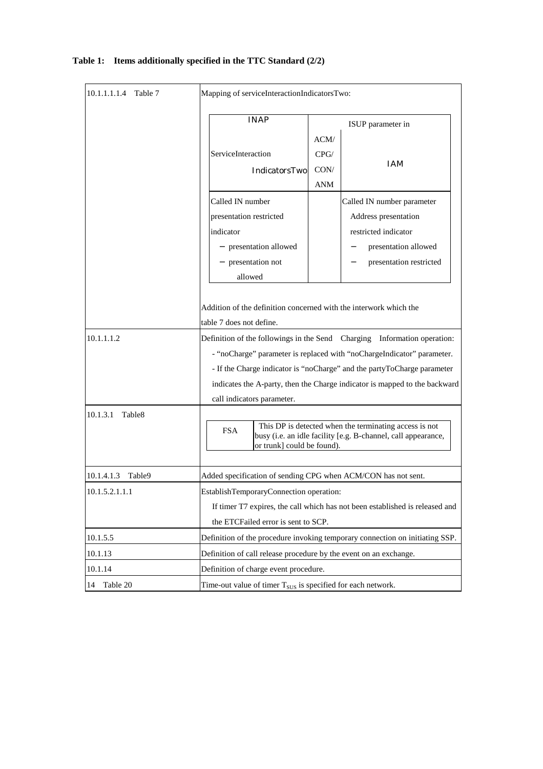**Table 1: Items additionally specified in the TTC Standard (2/2)**

| | |
|---|---|
| 10.1.1.1.1.4 Table 7 | Mapping of serviceInteractionIndicatorsTwo:<br><br>INAP ServiceInteraction IndicatorsTwo \| ISUP parameter in ACM/CPG/CON/ANM \| ISUP parameter in IAM<br>Called IN number presentation restricted indicator – presentation allowed – presentation not allowed \| \| Called IN number parameter Address presentation restricted indicator – presentation allowed – presentation restricted<br><br>Addition of the definition concerned with the interwork which the table 7 does not define. |
| 10.1.1.1.2 | Definition of the followings in the Send Charging Information operation:<br>- "noCharge" parameter is replaced with "noChargeIndicator" parameter.<br>- If the Charge indicator is "noCharge" and the partyToCharge parameter indicates the A-party, then the Charge indicator is mapped to the backward call indicators parameter. |
| 10.1.3.1 Table8 | FSA \| This DP is detected when the terminating access is not busy (i.e. an idle facility [e.g. B-channel, call appearance, or trunk] could be found). |
| 10.1.4.1.3 Table9 | Added specification of sending CPG when ACM/CON has not sent. |
| 10.1.5.2.1.1.1 | EstablishTemporaryConnection operation:<br>If timer T7 expires, the call which has not been established is released and the ETCFailed error is sent to SCP. |
| 10.1.5.5 | Definition of the procedure invoking temporary connection on initiating SSP. |
| 10.1.13 | Definition of call release procedure by the event on an exchange. |
| 10.1.14 | Definition of charge event procedure. |
| 14 Table 20 | Time-out value of timer $T_{SUS}$ is specified for each network. |